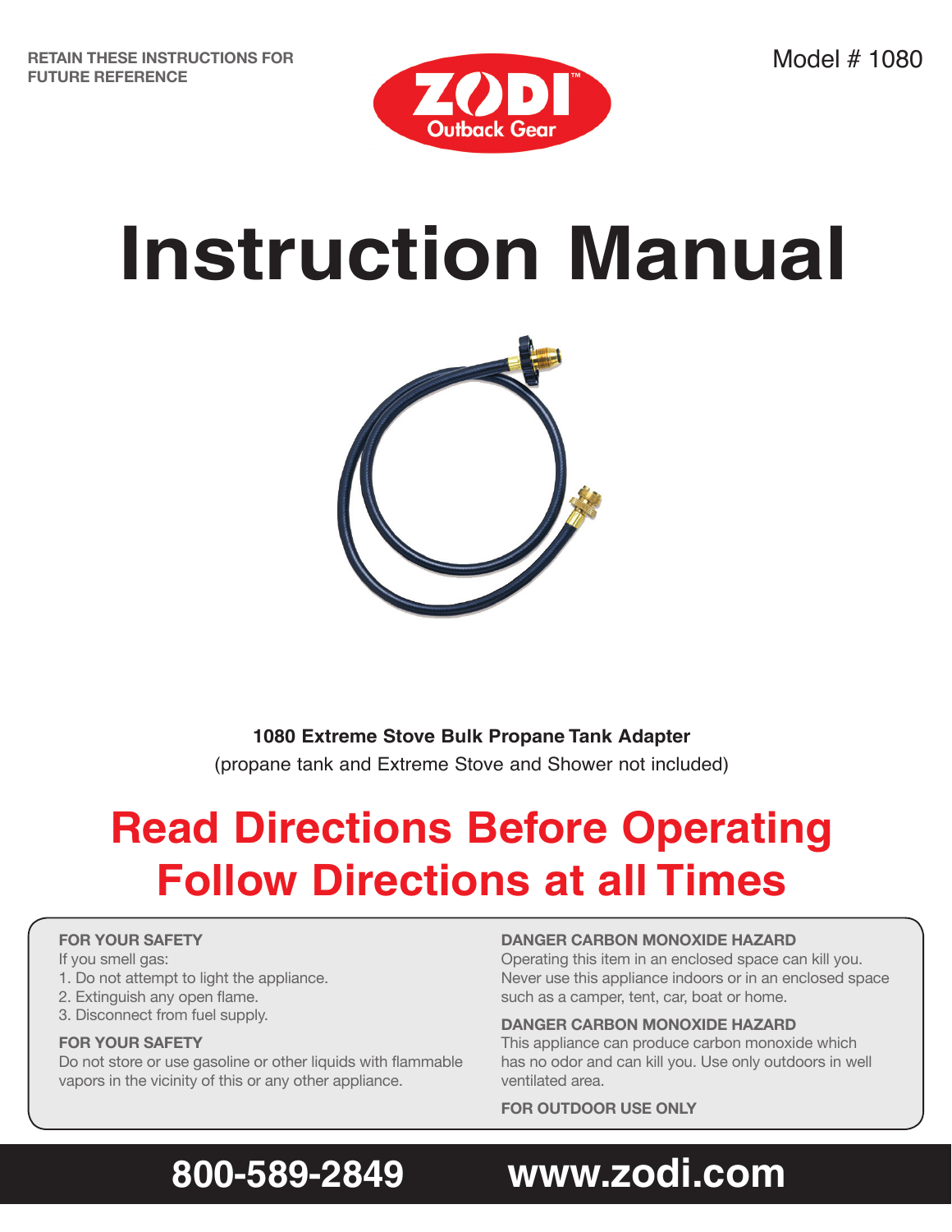RETAIN THESE INSTRUCTIONS FOR FUTURE REFERENCE

Model # 1080

ZODI Outback Gear

# Instruction Manual

**1080 Extreme Stove Bulk Propane Tank Adapter**

(propane tank and Extreme Stove and Shower not included)

## Read Directions Before Operating
## Follow Directions at all Times

**FOR YOUR SAFETY**

If you smell gas:

1. Do not attempt to light the appliance.
2. Extinguish any open flame.
3. Disconnect from fuel supply.

**FOR YOUR SAFETY**

Do not store or use gasoline or other liquids with flammable vapors in the vicinity of this or any other appliance.

**DANGER CARBON MONOXIDE HAZARD**

Operating this item in an enclosed space can kill you. Never use this appliance indoors or in an enclosed space such as a camper, tent, car, boat or home.

**DANGER CARBON MONOXIDE HAZARD**

This appliance can produce carbon monoxide which has no odor and can kill you. Use only outdoors in well ventilated area.

**FOR OUTDOOR USE ONLY**

**800-589-2849** **www.zodi.com**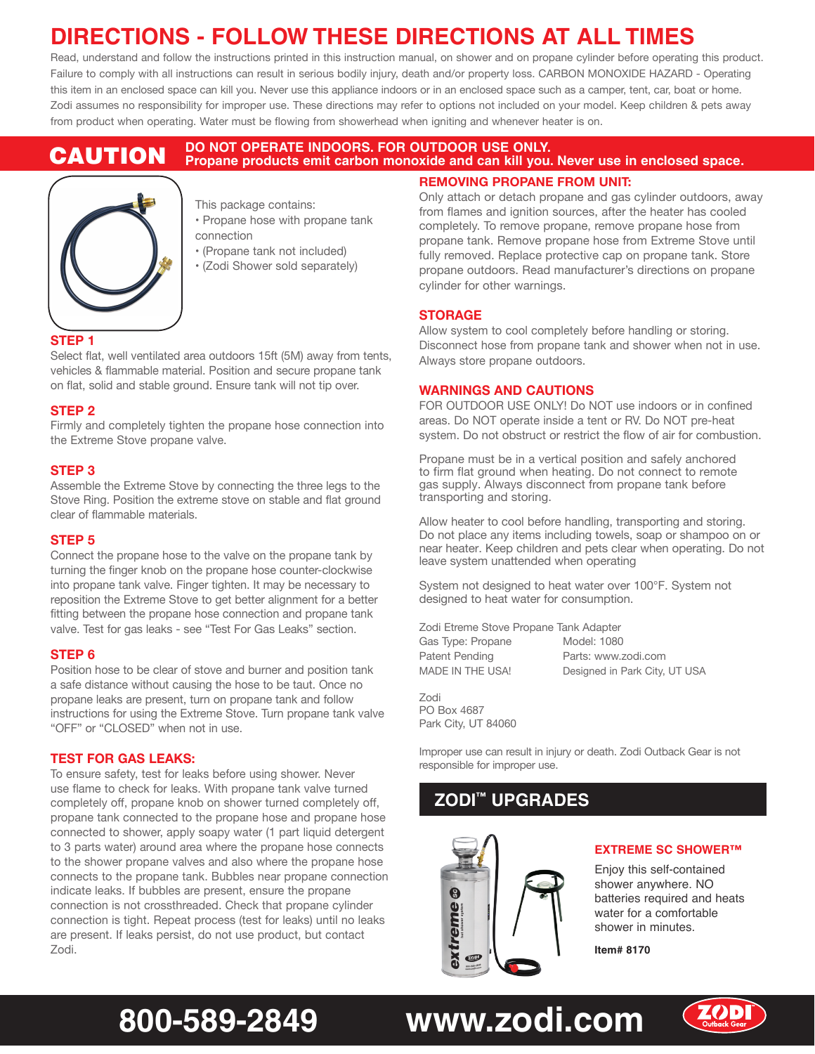# DIRECTIONS - FOLLOW THESE DIRECTIONS AT ALL TIMES

Read, understand and follow the instructions printed in this instruction manual, on shower and on propane cylinder before operating this product. Failure to comply with all instructions can result in serious bodily injury, death and/or property loss. CARBON MONOXIDE HAZARD - Operating this item in an enclosed space can kill you. Never use this appliance indoors or in an enclosed space such as a camper, tent, car, boat or home. Zodi assumes no responsibility for improper use. These directions may refer to options not included on your model. Keep children & pets away from product when operating. Water must be flowing from showerhead when igniting and whenever heater is on.

**CAUTION** **DO NOT OPERATE INDOORS. FOR OUTDOOR USE ONLY. Propane products emit carbon monoxide and can kill you. Never use in enclosed space.**

This package contains:
- Propane hose with propane tank connection
- (Propane tank not included)
- (Zodi Shower sold separately)

### STEP 1

Select flat, well ventilated area outdoors 15ft (5M) away from tents, vehicles & flammable material. Position and secure propane tank on flat, solid and stable ground. Ensure tank will not tip over.

### STEP 2

Firmly and completely tighten the propane hose connection into the Extreme Stove propane valve.

### STEP 3

Assemble the Extreme Stove by connecting the three legs to the Stove Ring. Position the extreme stove on stable and flat ground clear of flammable materials.

### STEP 5

Connect the propane hose to the valve on the propane tank by turning the finger knob on the propane hose counter-clockwise into propane tank valve. Finger tighten. It may be necessary to reposition the Extreme Stove to get better alignment for a better fitting between the propane hose connection and propane tank valve. Test for gas leaks - see "Test For Gas Leaks" section.

### STEP 6

Position hose to be clear of stove and burner and position tank a safe distance without causing the hose to be taut. Once no propane leaks are present, turn on propane tank and follow instructions for using the Extreme Stove. Turn propane tank valve "OFF" or "CLOSED" when not in use.

### TEST FOR GAS LEAKS:

To ensure safety, test for leaks before using shower. Never use flame to check for leaks. With propane tank valve turned completely off, propane knob on shower turned completely off, propane tank connected to the propane hose and propane hose connected to shower, apply soapy water (1 part liquid detergent to 3 parts water) around area where the propane hose connects to the shower propane valves and also where the propane hose connects to the propane tank. Bubbles near propane connection indicate leaks. If bubbles are present, ensure the propane connection is not crossthreaded. Check that propane cylinder connection is tight. Repeat process (test for leaks) until no leaks are present. If leaks persist, do not use product, but contact Zodi.

### REMOVING PROPANE FROM UNIT:

Only attach or detach propane and gas cylinder outdoors, away from flames and ignition sources, after the heater has cooled completely. To remove propane, remove propane hose from propane tank. Remove propane hose from Extreme Stove until fully removed. Replace protective cap on propane tank. Store propane outdoors. Read manufacturer's directions on propane cylinder for other warnings.

### STORAGE

Allow system to cool completely before handling or storing. Disconnect hose from propane tank and shower when not in use. Always store propane outdoors.

### WARNINGS AND CAUTIONS

FOR OUTDOOR USE ONLY! Do NOT use indoors or in confined areas. Do NOT operate inside a tent or RV. Do NOT pre-heat system. Do not obstruct or restrict the flow of air for combustion.

Propane must be in a vertical position and safely anchored to firm flat ground when heating. Do not connect to remote gas supply. Always disconnect from propane tank before transporting and storing.

Allow heater to cool before handling, transporting and storing. Do not place any items including towels, soap or shampoo on or near heater. Keep children and pets clear when operating. Do not leave system unattended when operating

System not designed to heat water over 100°F. System not designed to heat water for consumption.

Zodi Etreme Stove Propane Tank Adapter

| | |
|---|---|
| Gas Type: Propane | Model: 1080 |
| Patent Pending | Parts: www.zodi.com |
| MADE IN THE USA! | Designed in Park City, UT USA |

Zodi
PO Box 4687
Park City, UT 84060

Improper use can result in injury or death. Zodi Outback Gear is not responsible for improper use.

## ZODI™ UPGRADES

### EXTREME SC SHOWER™

Enjoy this self-contained shower anywhere. NO batteries required and heats water for a comfortable shower in minutes.

**Item# 8170**

**800-589-2849** **www.zodi.com**